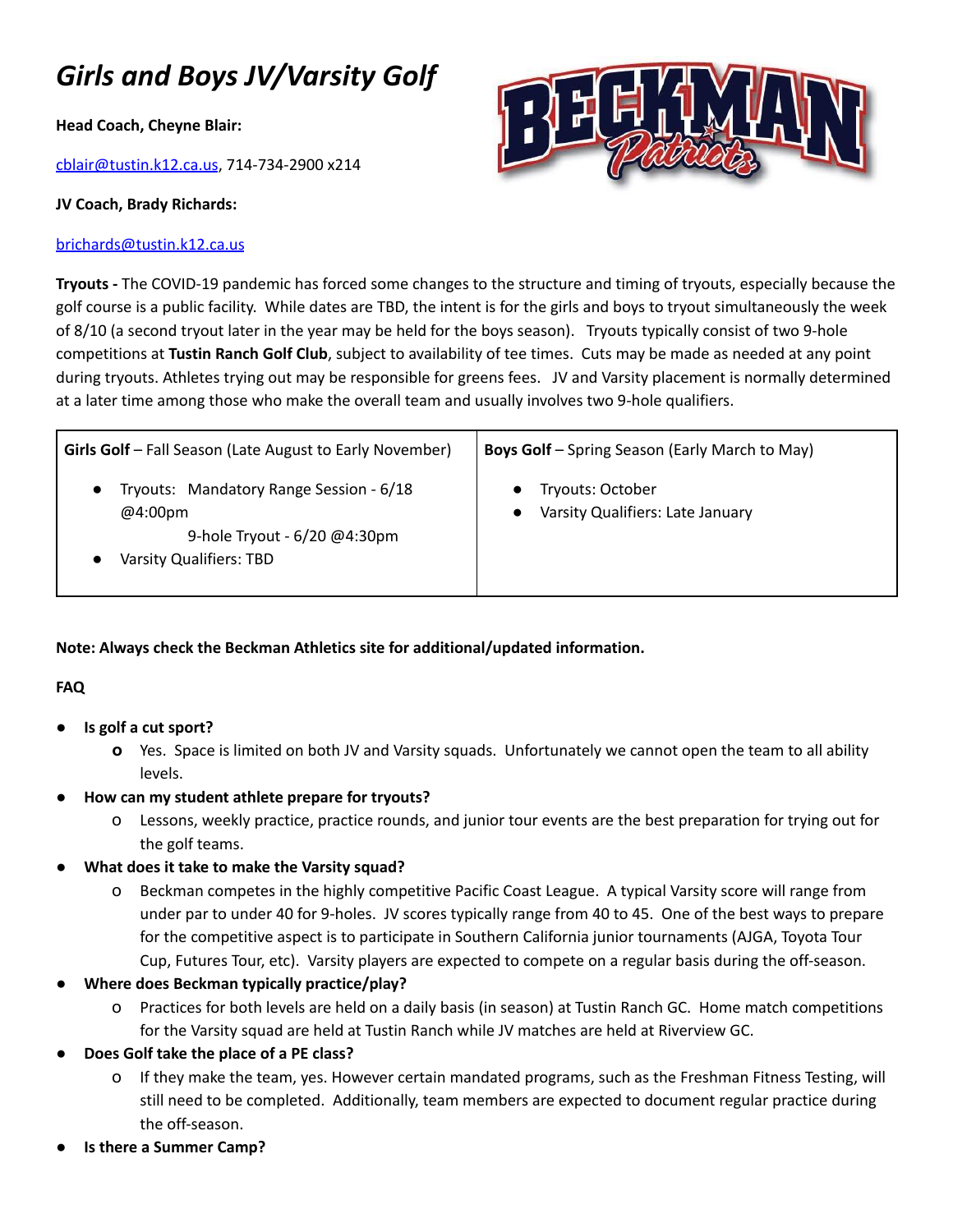# *Girls and Boys JV/Varsity Golf*

**Head Coach, Cheyne Blair:**

cblair@tustin.k12.ca.us, 714-734-2900 x214

**JV Coach, Brady Richards:**

brichards@tustin.k12.ca.us

**Tryouts -** The COVID-19 pandemic has forced some changes to the structure and timing of tryouts, especially because the golf course is a public facility. While dates are TBD, the intent is for the girls and boys to tryout simultaneously the week of 8/10 (a second tryout later in the year may be held for the boys season). Tryouts typically consist of two 9-hole competitions at **Tustin Ranch Golf Club**, subject to availability of tee times. Cuts may be made as needed at any point during tryouts. Athletes trying out may be responsible for greens fees. JV and Varsity placement is normally determined at a later time among those who make the overall team and usually involves two 9-hole qualifiers.

| **Girls Golf** – Fall Season (Late August to Early November) | **Boys Golf** – Spring Season (Early March to May) |
|---|---|
| • Tryouts: Mandatory Range Session - 6/18 @4:00pm<br>9-hole Tryout - 6/20 @4:30pm<br>• Varsity Qualifiers: TBD | • Tryouts: October<br>• Varsity Qualifiers: Late January |

**Note: Always check the Beckman Athletics site for additional/updated information.**

**FAQ**

- **Is golf a cut sport?**
  - Yes. Space is limited on both JV and Varsity squads. Unfortunately we cannot open the team to all ability levels.
- **How can my student athlete prepare for tryouts?**
  - Lessons, weekly practice, practice rounds, and junior tour events are the best preparation for trying out for the golf teams.
- **What does it take to make the Varsity squad?**
  - Beckman competes in the highly competitive Pacific Coast League. A typical Varsity score will range from under par to under 40 for 9-holes. JV scores typically range from 40 to 45. One of the best ways to prepare for the competitive aspect is to participate in Southern California junior tournaments (AJGA, Toyota Tour Cup, Futures Tour, etc). Varsity players are expected to compete on a regular basis during the off-season.
- **Where does Beckman typically practice/play?**
  - Practices for both levels are held on a daily basis (in season) at Tustin Ranch GC. Home match competitions for the Varsity squad are held at Tustin Ranch while JV matches are held at Riverview GC.
- **Does Golf take the place of a PE class?**
  - If they make the team, yes. However certain mandated programs, such as the Freshman Fitness Testing, will still need to be completed. Additionally, team members are expected to document regular practice during the off-season.
- **Is there a Summer Camp?**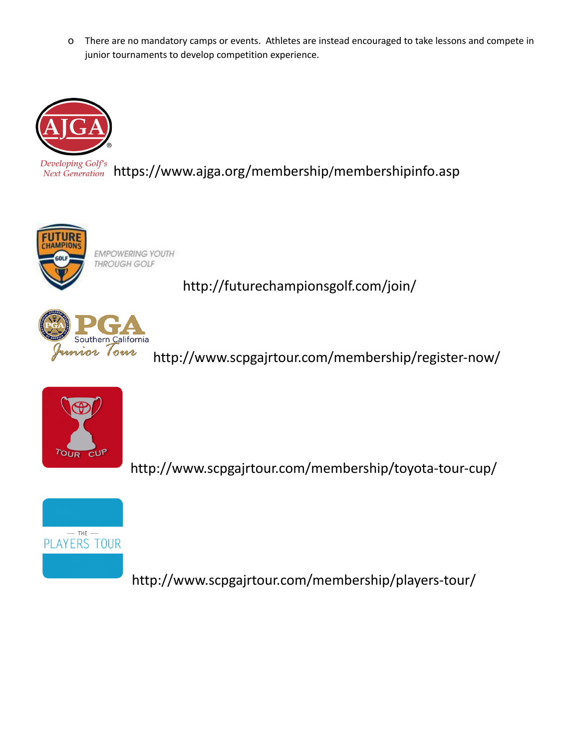- There are no mandatory camps or events. Athletes are instead encouraged to take lessons and compete in junior tournaments to develop competition experience.

AJGA
Developing Golf's Next Generation

https://www.ajga.org/membership/membershipinfo.asp

FUTURE CHAMPIONS GOLF
EMPOWERING YOUTH THROUGH GOLF

http://futurechampionsgolf.com/join/

PGA Southern California Junior Tour

http://www.scpgajrtour.com/membership/register-now/

TOUR CUP

http://www.scpgajrtour.com/membership/toyota-tour-cup/

THE PLAYERS TOUR

http://www.scpgajrtour.com/membership/players-tour/